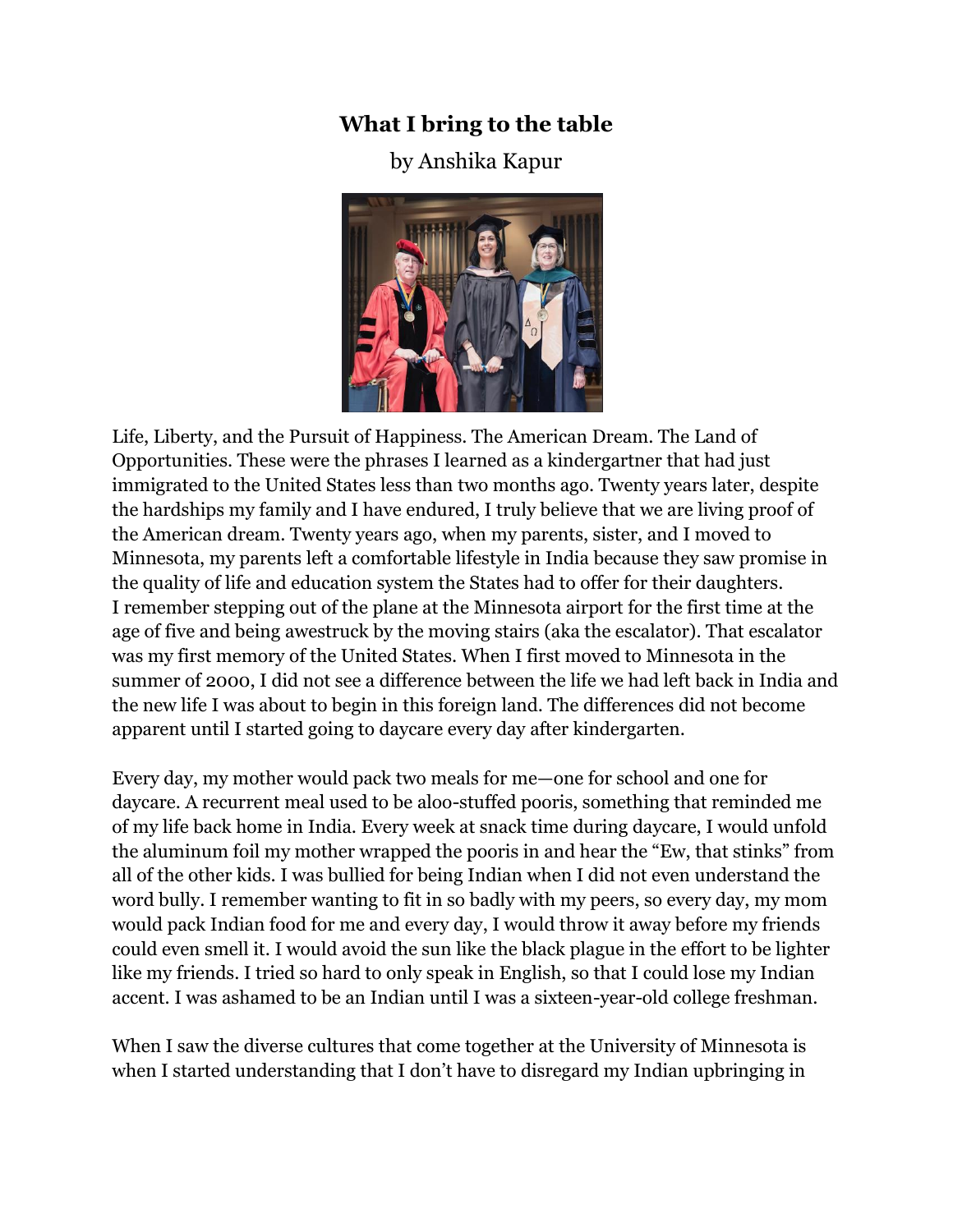# What I bring to the table

by Anshika Kapur

Life, Liberty, and the Pursuit of Happiness. The American Dream. The Land of Opportunities. These were the phrases I learned as a kindergartner that had just immigrated to the United States less than two months ago. Twenty years later, despite the hardships my family and I have endured, I truly believe that we are living proof of the American dream. Twenty years ago, when my parents, sister, and I moved to Minnesota, my parents left a comfortable lifestyle in India because they saw promise in the quality of life and education system the States had to offer for their daughters. I remember stepping out of the plane at the Minnesota airport for the first time at the age of five and being awestruck by the moving stairs (aka the escalator). That escalator was my first memory of the United States. When I first moved to Minnesota in the summer of 2000, I did not see a difference between the life we had left back in India and the new life I was about to begin in this foreign land. The differences did not become apparent until I started going to daycare every day after kindergarten.

Every day, my mother would pack two meals for me—one for school and one for daycare. A recurrent meal used to be aloo-stuffed pooris, something that reminded me of my life back home in India. Every week at snack time during daycare, I would unfold the aluminum foil my mother wrapped the pooris in and hear the "Ew, that stinks" from all of the other kids. I was bullied for being Indian when I did not even understand the word bully. I remember wanting to fit in so badly with my peers, so every day, my mom would pack Indian food for me and every day, I would throw it away before my friends could even smell it. I would avoid the sun like the black plague in the effort to be lighter like my friends. I tried so hard to only speak in English, so that I could lose my Indian accent. I was ashamed to be an Indian until I was a sixteen-year-old college freshman.

When I saw the diverse cultures that come together at the University of Minnesota is when I started understanding that I don't have to disregard my Indian upbringing in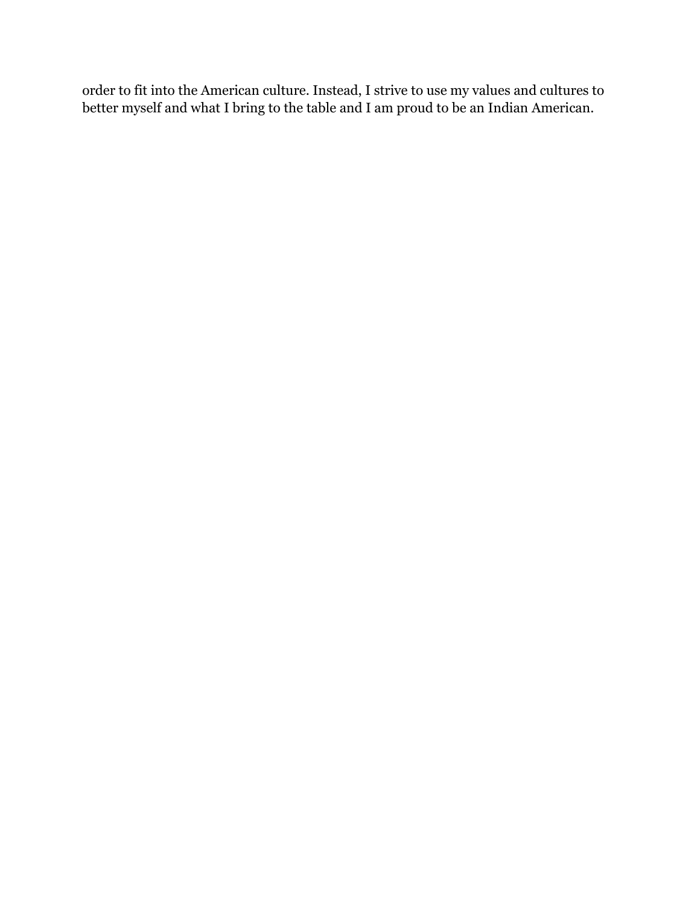order to fit into the American culture. Instead, I strive to use my values and cultures to better myself and what I bring to the table and I am proud to be an Indian American.